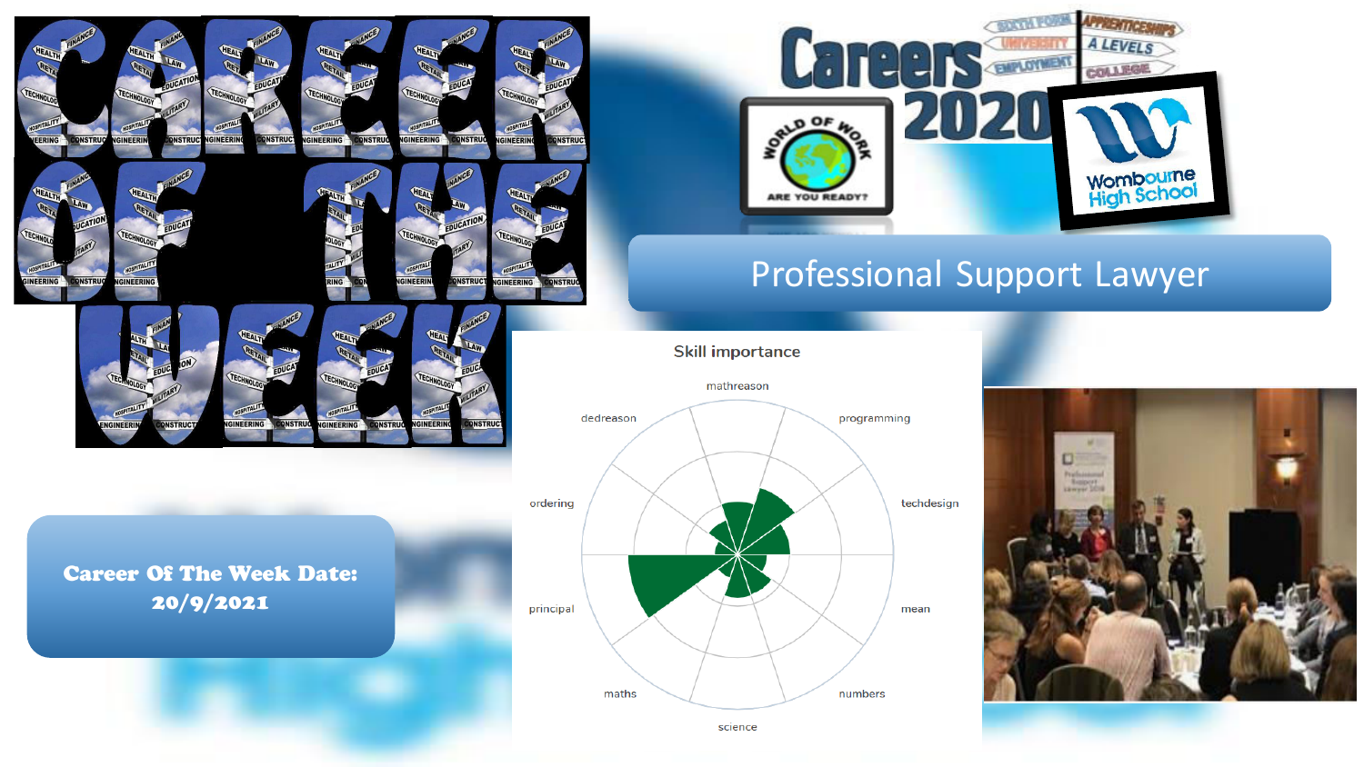# CAREER OF THE WEEK

Careers 2020

World of Work — Are You Ready?

Wombourne High School

## Professional Support Lawyer

**Career Of The Week Date: 20/9/2021**

Skill importance

mathreason, programming, techdesign, mean, numbers, science, maths, principal, ordering, dedreason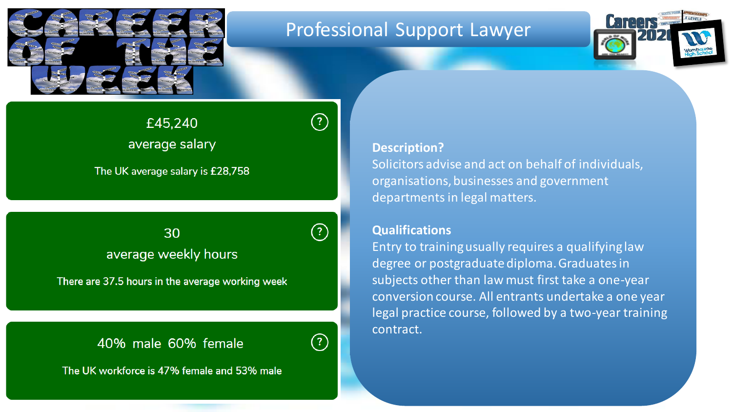# Professional Support Lawyer

£45,240
average salary

The UK average salary is £28,758

30
average weekly hours

There are 37.5 hours in the average working week

40% male 60% female

The UK workforce is 47% female and 53% male

**Description?**
Solicitors advise and act on behalf of individuals, organisations, businesses and government departments in legal matters.

**Qualifications**
Entry to training usually requires a qualifying law degree or postgraduate diploma. Graduates in subjects other than law must first take a one-year conversion course. All entrants undertake a one year legal practice course, followed by a two-year training contract.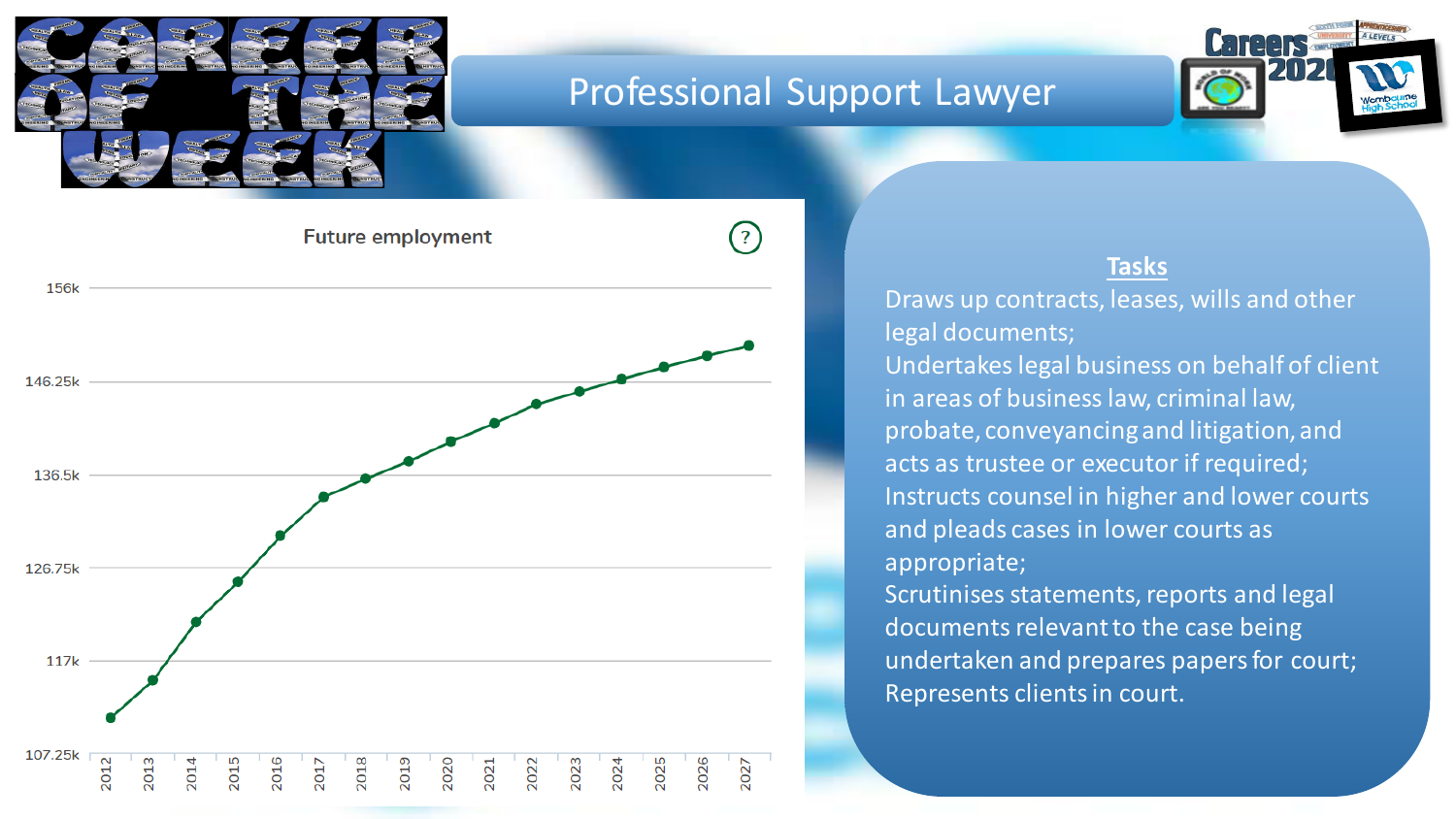# Professional Support Lawyer

CAREER OF THE WEEK

## Future employment

| Year | Employment |
|---|---|
| 2012 | |
| 2013 | |
| 2014 | |
| 2015 | |
| 2016 | |
| 2017 | |
| 2018 | |
| 2019 | |
| 2020 | |
| 2021 | |
| 2022 | |
| 2023 | |
| 2024 | |
| 2025 | |
| 2026 | |
| 2027 | |

Y-axis: 107.25k, 117k, 126.75k, 136.5k, 146.25k, 156k

## Tasks

Draws up contracts, leases, wills and other legal documents;
Undertakes legal business on behalf of client in areas of business law, criminal law, probate, conveyancing and litigation, and acts as trustee or executor if required;
Instructs counsel in higher and lower courts and pleads cases in lower courts as appropriate;
Scrutinises statements, reports and legal documents relevant to the case being undertaken and prepares papers for court;
Represents clients in court.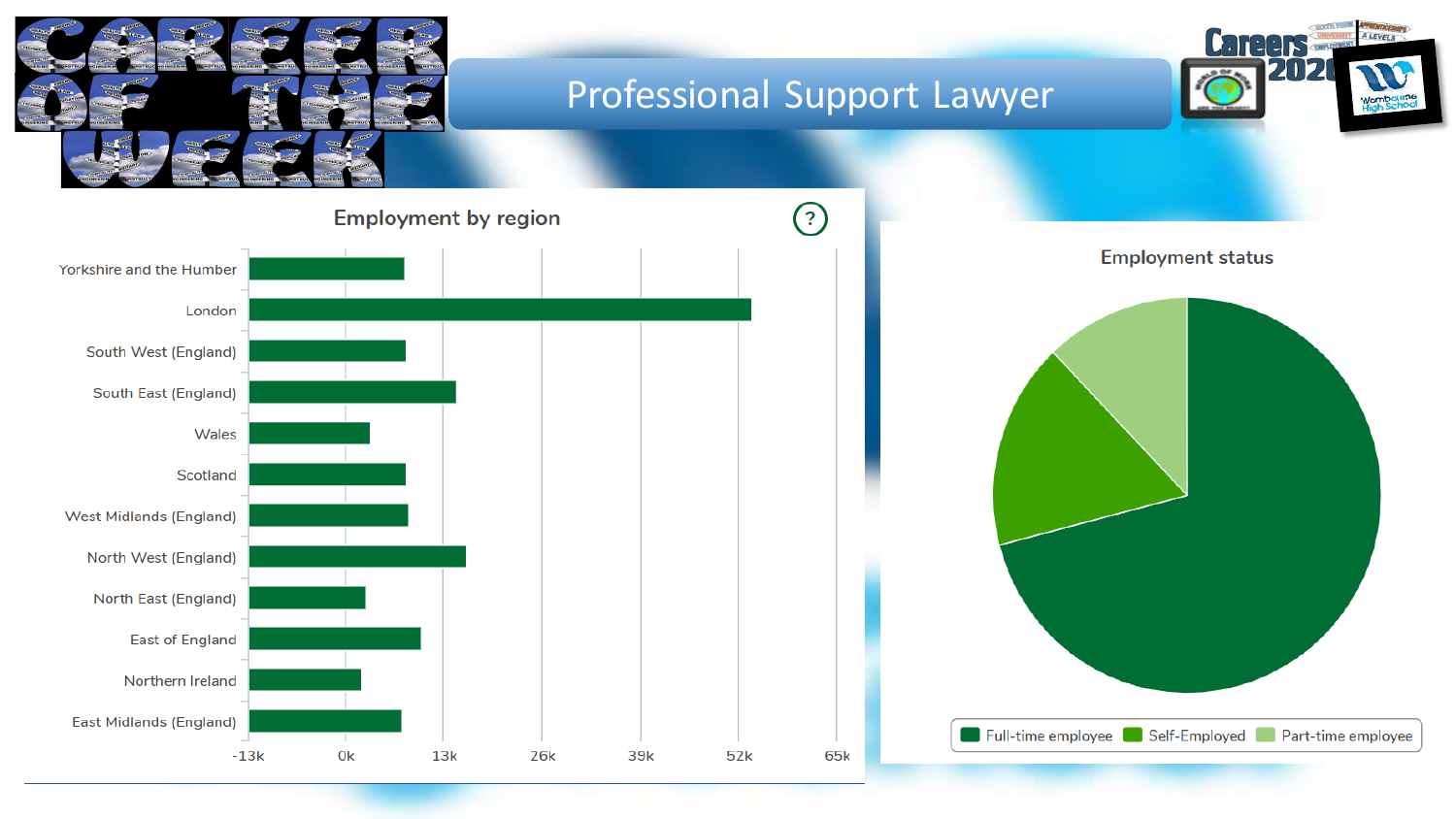# Professional Support Lawyer

## Employment by region

Yorkshire and the Humber
London
South West (England)
South East (England)
Wales
Scotland
West Midlands (England)
North West (England)
North East (England)
East of England
Northern Ireland
East Midlands (England)

-13k
0k
13k
26k
39k
52k
65k

## Employment status

Full-time employee
Self-Employed
Part-time employee